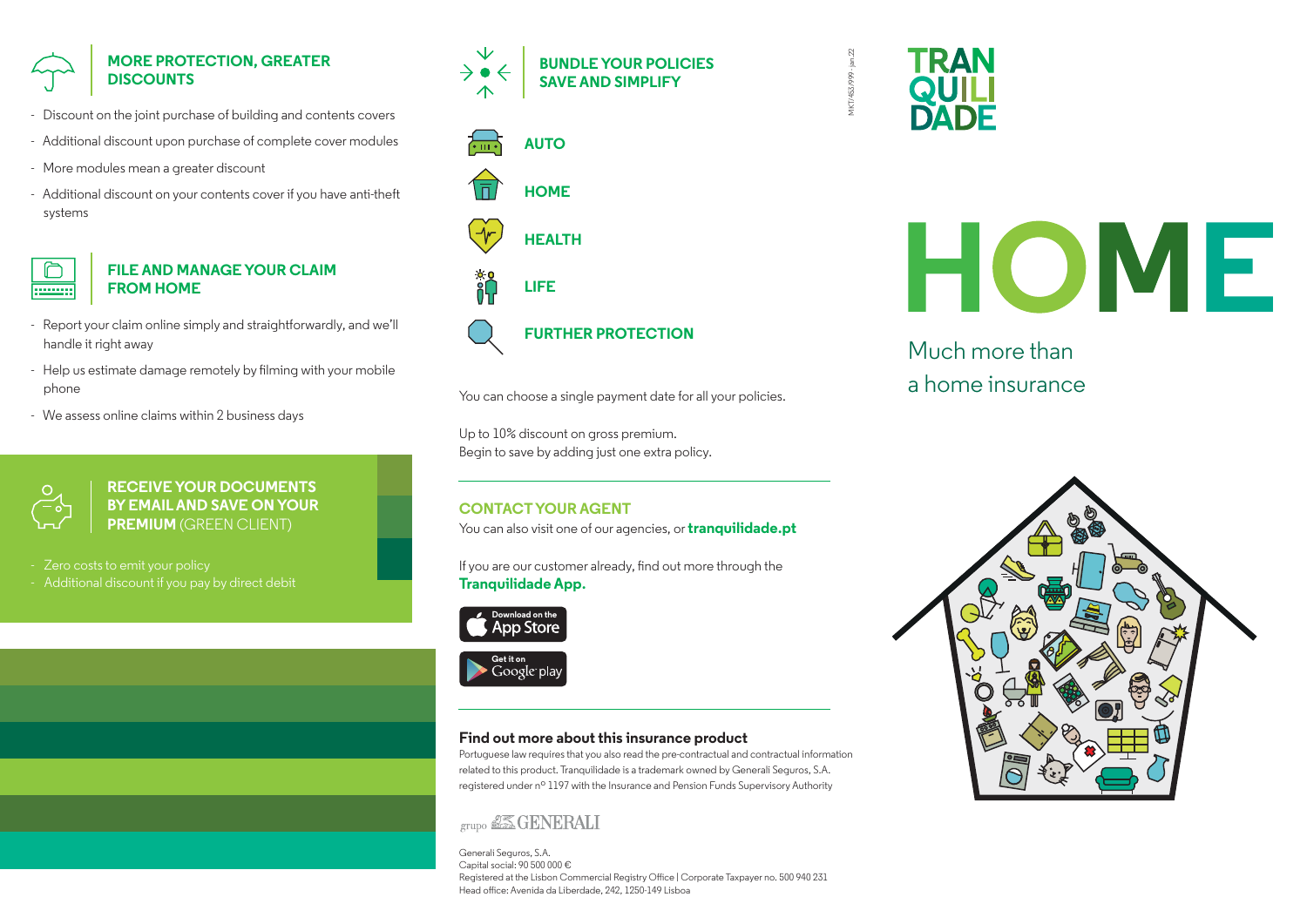## MORE PROTECTION, GREATER DISCOUNTS

- Discount on the joint purchase of building and contents covers
- Additional discount upon purchase of complete cover modules
- More modules mean a greater discount
- Additional discount on your contents cover if you have anti-theft systems

## FILE AND MANAGE YOUR CLAIM FROM HOME

- Report your claim online simply and straightforwardly, and we'll handle it right away
- Help us estimate damage remotely by filming with your mobile phone
- We assess online claims within 2 business days

## RECEIVE YOUR DOCUMENTS BY EMAIL AND SAVE ON YOUR PREMIUM (GREEN CLIENT)

- Zero costs to emit your policy
- Additional discount if you pay by direct debit

## BUNDLE YOUR POLICIES SAVE AND SIMPLIFY

- AUTO
- HOME
- HEALTH
- LIFE
- FURTHER PROTECTION

You can choose a single payment date for all your policies.

Up to 10% discount on gross premium.
Begin to save by adding just one extra policy.

## CONTACT YOUR AGENT

You can also visit one of our agencies, or **tranquilidade.pt**

If you are our customer already, find out more through the **Tranquilidade App.**

Download on the App Store

Get it on Google play

### Find out more about this insurance product

Portuguese law requires that you also read the pre-contractual and contractual information related to this product. Tranquilidade is a trademark owned by Generali Seguros, S.A. registered under nº 1197 with the Insurance and Pension Funds Supervisory Authority

grupo GENERALI

Generali Seguros, S.A.
Capital social: 90 500 000 €
Registered at the Lisbon Commercial Registry Office | Corporate Taxpayer no. 500 940 231
Head office: Avenida da Liberdade, 242, 1250-149 Lisboa

MKT/453/999 - jan 22

TRAN QUILI DADE

# HOME

Much more than a home insurance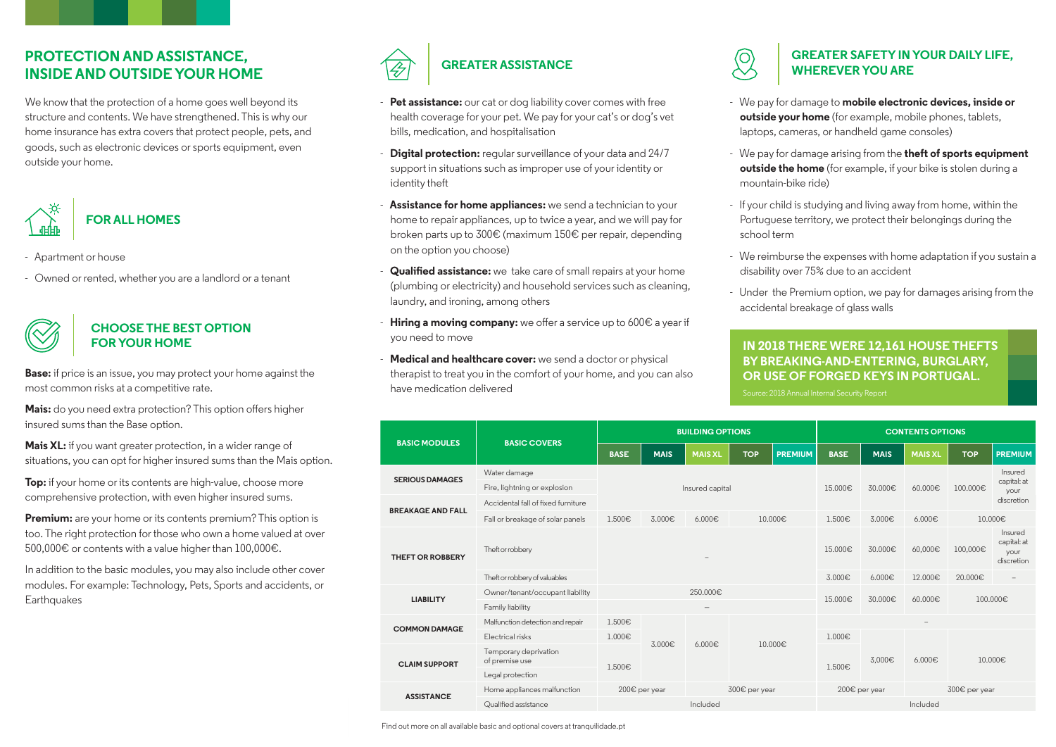## PROTECTION AND ASSISTANCE, INSIDE AND OUTSIDE YOUR HOME

We know that the protection of a home goes well beyond its structure and contents. We have strengthened. This is why our home insurance has extra covers that protect people, pets, and goods, such as electronic devices or sports equipment, even outside your home.

### FOR ALL HOMES

- Apartment or house
- Owned or rented, whether you are a landlord or a tenant

### CHOOSE THE BEST OPTION FOR YOUR HOME

**Base:** if price is an issue, you may protect your home against the most common risks at a competitive rate.

**Mais:** do you need extra protection? This option offers higher insured sums than the Base option.

**Mais XL:** if you want greater protection, in a wider range of situations, you can opt for higher insured sums than the Mais option.

**Top:** if your home or its contents are high-value, choose more comprehensive protection, with even higher insured sums.

**Premium:** are your home or its contents premium? This option is too. The right protection for those who own a home valued at over 500,000€ or contents with a value higher than 100,000€.

In addition to the basic modules, you may also include other cover modules. For example: Technology, Pets, Sports and accidents, or Earthquakes

### GREATER ASSISTANCE

- **Pet assistance:** our cat or dog liability cover comes with free health coverage for your pet. We pay for your cat's or dog's vet bills, medication, and hospitalisation
- **Digital protection:** regular surveillance of your data and 24/7 support in situations such as improper use of your identity or identity theft
- **Assistance for home appliances:** we send a technician to your home to repair appliances, up to twice a year, and we will pay for broken parts up to 300€ (maximum 150€ per repair, depending on the option you choose)
- **Qualified assistance:** we take care of small repairs at your home (plumbing or electricity) and household services such as cleaning, laundry, and ironing, among others
- **Hiring a moving company:** we offer a service up to 600€ a year if you need to move
- **Medical and healthcare cover:** we send a doctor or physical therapist to treat you in the comfort of your home, and you can also have medication delivered

### GREATER SAFETY IN YOUR DAILY LIFE, WHEREVER YOU ARE

- We pay for damage to **mobile electronic devices, inside or outside your home** (for example, mobile phones, tablets, laptops, cameras, or handheld game consoles)
- We pay for damage arising from the **theft of sports equipment outside the home** (for example, if your bike is stolen during a mountain-bike ride)
- If your child is studying and living away from home, within the Portuguese territory, we protect their belongings during the school term
- We reimburse the expenses with home adaptation if you sustain a disability over 75% due to an accident
- Under the Premium option, we pay for damages arising from the accidental breakage of glass walls

**IN 2018 THERE WERE 12,161 HOUSE THEFTS BY BREAKING-AND-ENTERING, BURGLARY, OR USE OF FORGED KEYS IN PORTUGAL.**

Source: 2018 Annual Internal Security Report

| BASIC MODULES | BASIC COVERS | BUILDING OPTIONS | | | | | CONTENTS OPTIONS | | | | |
|---|---|---|---|---|---|---|---|---|---|---|---|
| | | BASE | MAIS | MAIS XL | TOP | PREMIUM | BASE | MAIS | MAIS XL | TOP | PREMIUM |
| SERIOUS DAMAGES | Water damage | Insured capital | | | | | 15.000€ | 30.000€ | 60.000€ | 100.000€ | Insured capital: at your discretion |
| | Fire, lightning or explosion | | | | | | | | | | |
| BREAKAGE AND FALL | Accidental fall of fixed furniture | | | | | | | | | | |
| | Fall or breakage of solar panels | 1.500€ | 3.000€ | 6.000€ | 10.000€ | | 1.500€ | 3.000€ | 6.000€ | 10.000€ | |
| THEFT OR ROBBERY | Theft or robbery | – | | | | | 15.000€ | 30.000€ | 60,000€ | 100,000€ | Insured capital: at your discretion |
| | Theft or robbery of valuables | | | | | | 3.000€ | 6.000€ | 12.000€ | 20.000€ | – |
| LIABILITY | Owner/tenant/occupant liability | 250.000€ | | | | | 15.000€ | 30.000€ | 60.000€ | 100.000€ | |
| | Family liability | – | | | | | | | | | |
| COMMON DAMAGE | Malfunction detection and repair | 1.500€ | 3.000€ | 6.000€ | 10.000€ | | – | | | | |
| | Electrical risks | 1.000€ | | | | | 1.000€ | 3,000€ | 6.000€ | 10.000€ | |
| CLAIM SUPPORT | Temporary deprivation of premise use | 1.500€ | | | | | 1.500€ | | | | |
| | Legal protection | | | | | | | | | | |
| ASSISTANCE | Home appliances malfunction | 200€ per year | | 300€ per year | | | 200€ per year | | 300€ per year | | |
| | Qualified assistance | Included | | | | | Included | | | | |

Find out more on all available basic and optional covers at tranquilidade.pt